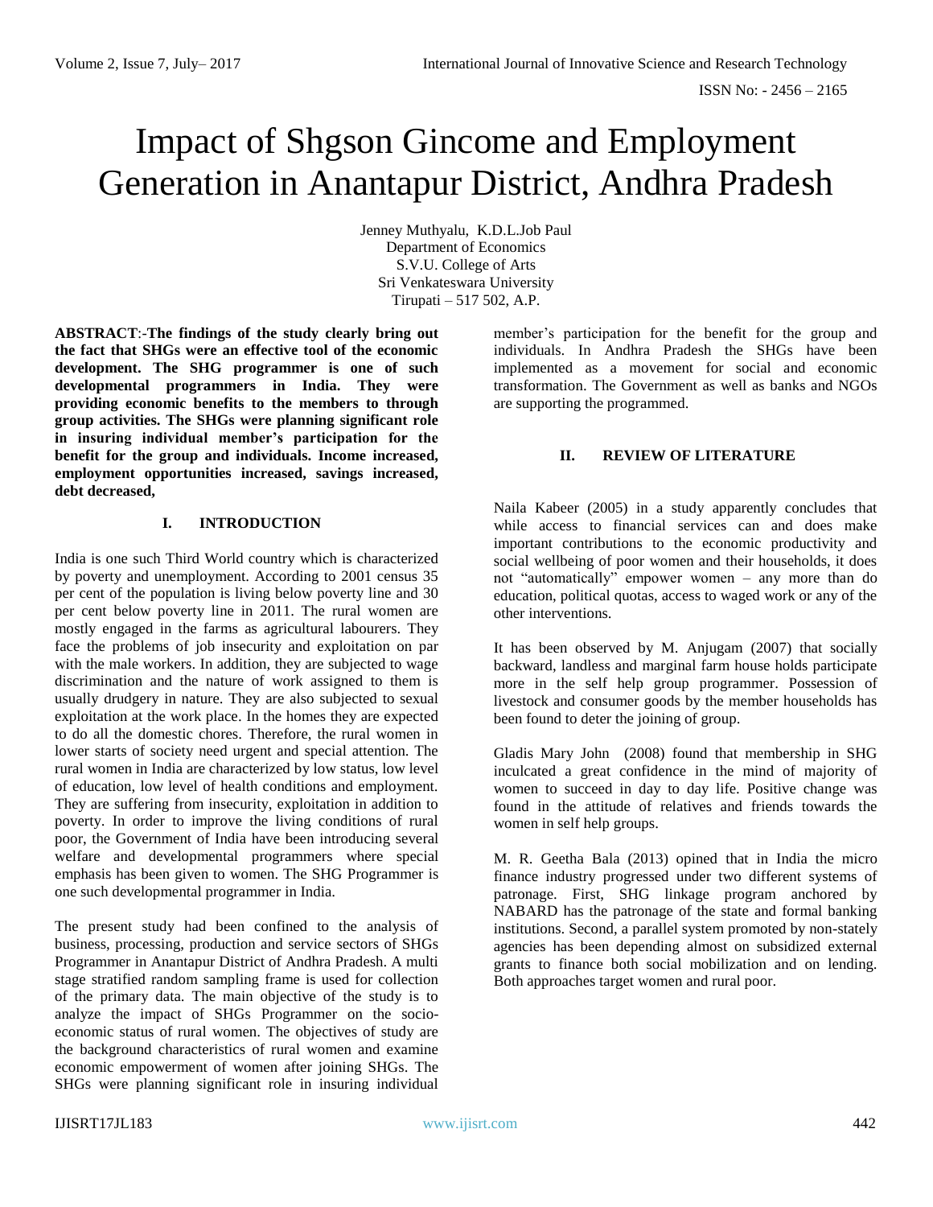# Impact of Shgson Gincome and Employment Generation in Anantapur District, Andhra Pradesh

Jenney Muthyalu, K.D.L.Job Paul
Department of Economics
S.V.U. College of Arts
Sri Venkateswara University
Tirupati – 517 502, A.P.

**ABSTRACT**:-**The findings of the study clearly bring out the fact that SHGs were an effective tool of the economic development. The SHG programmer is one of such developmental programmers in India. They were providing economic benefits to the members to through group activities. The SHGs were planning significant role in insuring individual member's participation for the benefit for the group and individuals. Income increased, employment opportunities increased, savings increased, debt decreased,**

## I. INTRODUCTION

India is one such Third World country which is characterized by poverty and unemployment. According to 2001 census 35 per cent of the population is living below poverty line and 30 per cent below poverty line in 2011. The rural women are mostly engaged in the farms as agricultural labourers. They face the problems of job insecurity and exploitation on par with the male workers. In addition, they are subjected to wage discrimination and the nature of work assigned to them is usually drudgery in nature. They are also subjected to sexual exploitation at the work place. In the homes they are expected to do all the domestic chores. Therefore, the rural women in lower starts of society need urgent and special attention. The rural women in India are characterized by low status, low level of education, low level of health conditions and employment. They are suffering from insecurity, exploitation in addition to poverty. In order to improve the living conditions of rural poor, the Government of India have been introducing several welfare and developmental programmers where special emphasis has been given to women. The SHG Programmer is one such developmental programmer in India.

The present study had been confined to the analysis of business, processing, production and service sectors of SHGs Programmer in Anantapur District of Andhra Pradesh. A multi stage stratified random sampling frame is used for collection of the primary data. The main objective of the study is to analyze the impact of SHGs Programmer on the socio-economic status of rural women. The objectives of study are the background characteristics of rural women and examine economic empowerment of women after joining SHGs. The SHGs were planning significant role in insuring individual member's participation for the benefit for the group and individuals. In Andhra Pradesh the SHGs have been implemented as a movement for social and economic transformation. The Government as well as banks and NGOs are supporting the programmed.

## II. REVIEW OF LITERATURE

Naila Kabeer (2005) in a study apparently concludes that while access to financial services can and does make important contributions to the economic productivity and social wellbeing of poor women and their households, it does not "automatically" empower women – any more than do education, political quotas, access to waged work or any of the other interventions.

It has been observed by M. Anjugam (2007) that socially backward, landless and marginal farm house holds participate more in the self help group programmer. Possession of livestock and consumer goods by the member households has been found to deter the joining of group.

Gladis Mary John (2008) found that membership in SHG inculcated a great confidence in the mind of majority of women to succeed in day to day life. Positive change was found in the attitude of relatives and friends towards the women in self help groups.

M. R. Geetha Bala (2013) opined that in India the micro finance industry progressed under two different systems of patronage. First, SHG linkage program anchored by NABARD has the patronage of the state and formal banking institutions. Second, a parallel system promoted by non-stately agencies has been depending almost on subsidized external grants to finance both social mobilization and on lending. Both approaches target women and rural poor.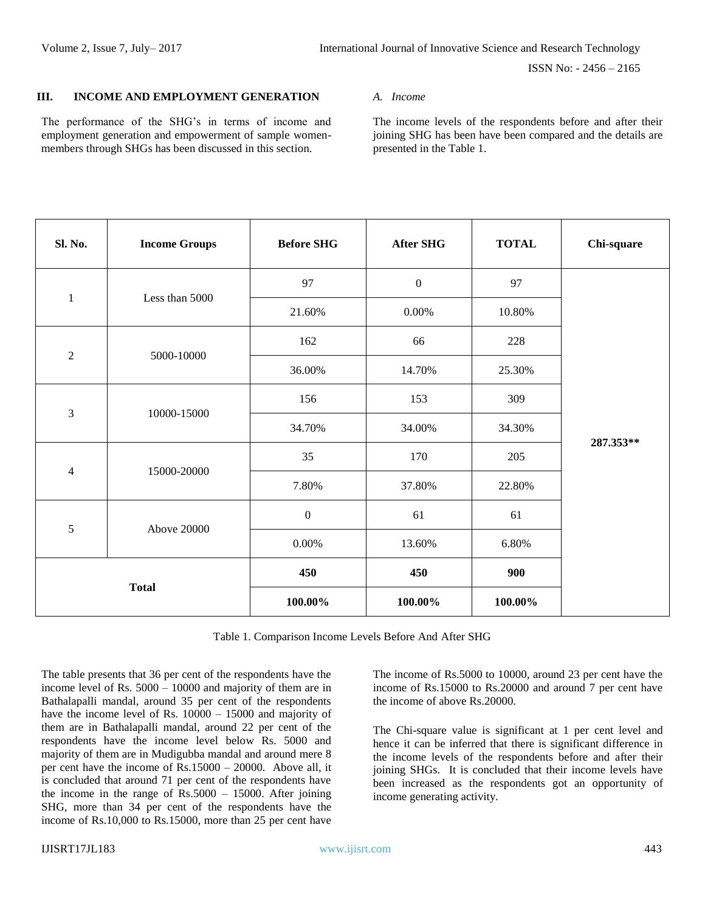## III. INCOME AND EMPLOYMENT GENERATION

The performance of the SHG's in terms of income and employment generation and empowerment of sample women-members through SHGs has been discussed in this section.

### *A. Income*

The income levels of the respondents before and after their joining SHG has been have been compared and the details are presented in the Table 1.

| Sl. No. | Income Groups | Before SHG | After SHG | TOTAL | Chi-square |
|---|---|---|---|---|---|
| 1 | Less than 5000 | 97 | 0 | 97 | 287.353** |
| | | 21.60% | 0.00% | 10.80% | |
| 2 | 5000-10000 | 162 | 66 | 228 | |
| | | 36.00% | 14.70% | 25.30% | |
| 3 | 10000-15000 | 156 | 153 | 309 | |
| | | 34.70% | 34.00% | 34.30% | |
| 4 | 15000-20000 | 35 | 170 | 205 | |
| | | 7.80% | 37.80% | 22.80% | |
| 5 | Above 20000 | 0 | 61 | 61 | |
| | | 0.00% | 13.60% | 6.80% | |
| **Total** | | **450** | **450** | **900** | |
| | | **100.00%** | **100.00%** | **100.00%** | |

Table 1. Comparison Income Levels Before And After SHG

The table presents that 36 per cent of the respondents have the income level of Rs. 5000 – 10000 and majority of them are in Bathalapalli mandal, around 35 per cent of the respondents have the income level of Rs. 10000 – 15000 and majority of them are in Bathalapalli mandal, around 22 per cent of the respondents have the income level below Rs. 5000 and majority of them are in Mudigubba mandal and around mere 8 per cent have the income of Rs.15000 – 20000. Above all, it is concluded that around 71 per cent of the respondents have the income in the range of Rs.5000 – 15000. After joining SHG, more than 34 per cent of the respondents have the income of Rs.10,000 to Rs.15000, more than 25 per cent have The income of Rs.5000 to 10000, around 23 per cent have the income of Rs.15000 to Rs.20000 and around 7 per cent have the income of above Rs.20000.

The Chi-square value is significant at 1 per cent level and hence it can be inferred that there is significant difference in the income levels of the respondents before and after their joining SHGs. It is concluded that their income levels have been increased as the respondents got an opportunity of income generating activity.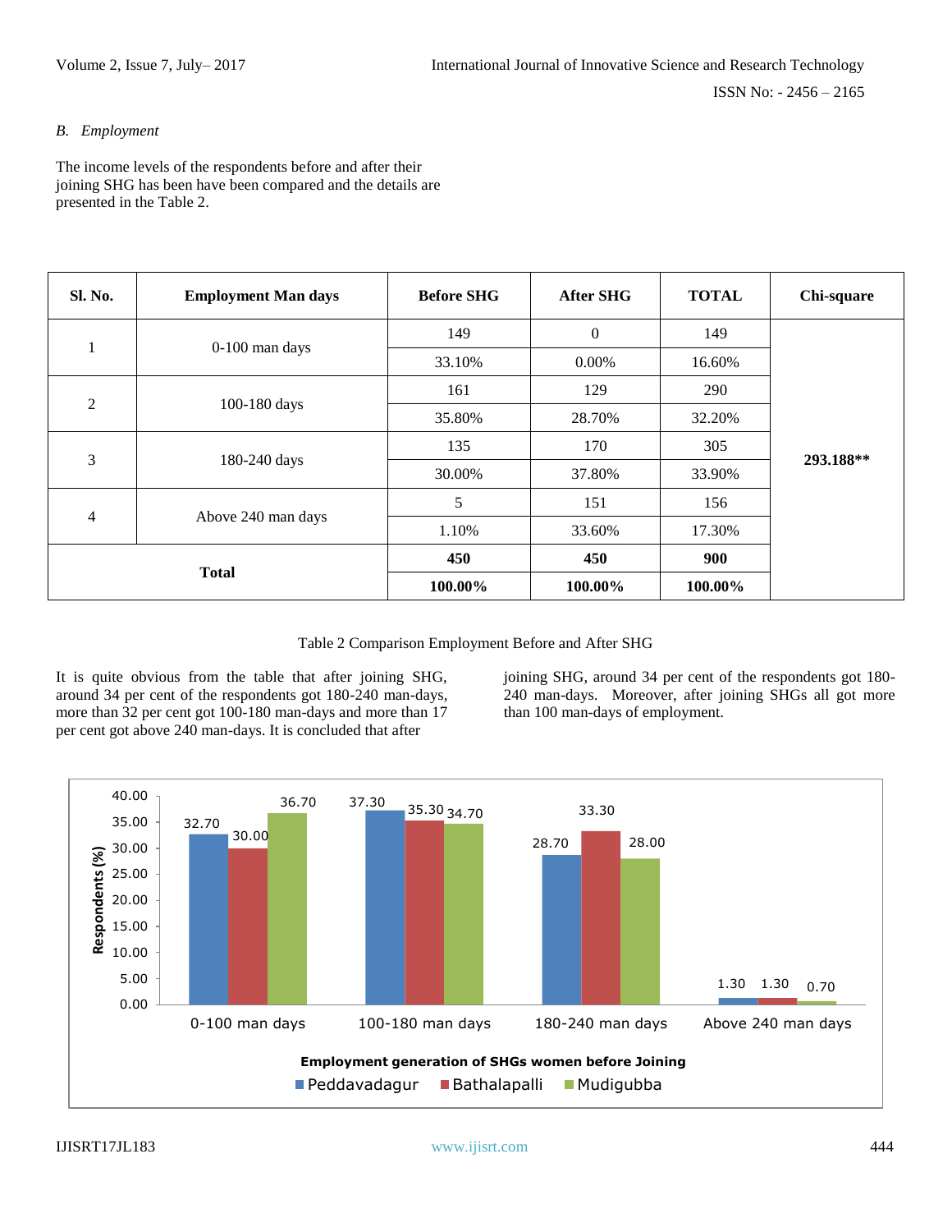### B. *Employment*

The income levels of the respondents before and after their joining SHG has been have been compared and the details are presented in the Table 2.

| Sl. No. | Employment Man days | Before SHG | After SHG | TOTAL | Chi-square |
|---|---|---|---|---|---|
| 1 | 0-100 man days | 149 | 0 | 149 | 293.188** |
| | | 33.10% | 0.00% | 16.60% | |
| 2 | 100-180 days | 161 | 129 | 290 | |
| | | 35.80% | 28.70% | 32.20% | |
| 3 | 180-240 days | 135 | 170 | 305 | |
| | | 30.00% | 37.80% | 33.90% | |
| 4 | Above 240 man days | 5 | 151 | 156 | |
| | | 1.10% | 33.60% | 17.30% | |
| **Total** | | **450** | **450** | **900** | |
| | | **100.00%** | **100.00%** | **100.00%** | |

Table 2 Comparison Employment Before and After SHG

It is quite obvious from the table that after joining SHG, around 34 per cent of the respondents got 180-240 man-days, more than 32 per cent got 100-180 man-days and more than 17 per cent got above 240 man-days. It is concluded that after joining SHG, around 34 per cent of the respondents got 180-240 man-days. Moreover, after joining SHGs all got more than 100 man-days of employment.

| Employment Man days | Peddavadagur | Bathalapalli | Mudigubba |
|---|---|---|---|
| 0-100 man days | 32.70 | 30.00 | 36.70 |
| 100-180 man days | 37.30 | 35.30 | 34.70 |
| 180-240 man days | 28.70 | 33.30 | 28.00 |
| Above 240 man days | 1.30 | 1.30 | 0.70 |

Employment generation of SHGs women before Joining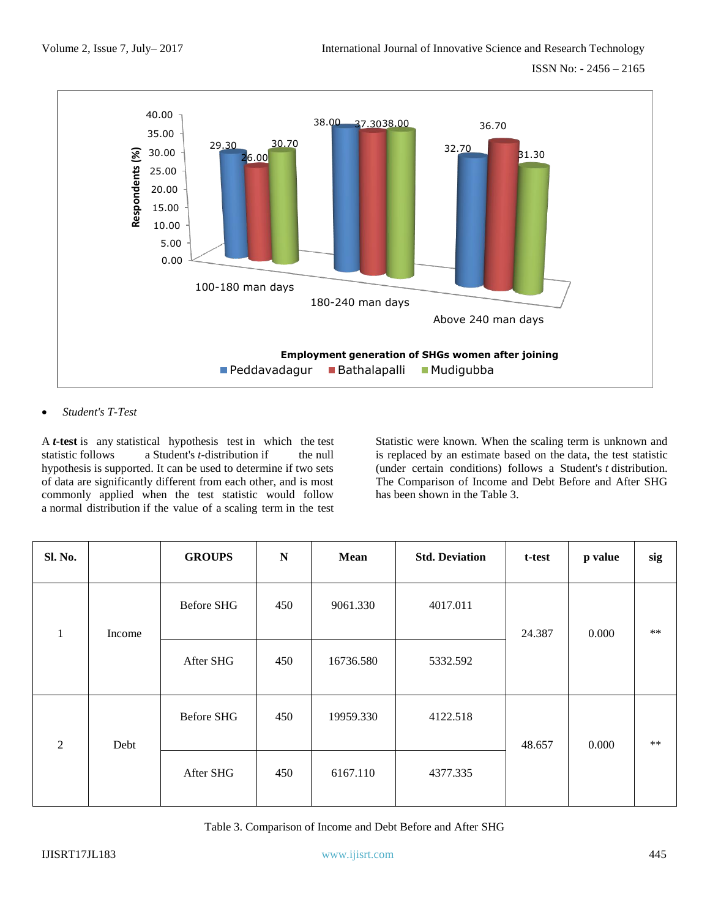- *Student's T-Test*

A ***t*-test** is any statistical hypothesis test in which the test statistic follows a Student's *t*-distribution if the null hypothesis is supported. It can be used to determine if two sets of data are significantly different from each other, and is most commonly applied when the test statistic would follow a normal distribution if the value of a scaling term in the test Statistic were known. When the scaling term is unknown and is replaced by an estimate based on the data, the test statistic (under certain conditions) follows a Student's *t* distribution. The Comparison of Income and Debt Before and After SHG has been shown in the Table 3.

| Sl. No. | | GROUPS | N | Mean | Std. Deviation | t-test | p value | sig |
|---|---|---|---|---|---|---|---|---|
| 1 | Income | Before SHG | 450 | 9061.330 | 4017.011 | 24.387 | 0.000 | ** |
| | | After SHG | 450 | 16736.580 | 5332.592 | | | |
| 2 | Debt | Before SHG | 450 | 19959.330 | 4122.518 | 48.657 | 0.000 | ** |
| | | After SHG | 450 | 6167.110 | 4377.335 | | | |

Table 3. Comparison of Income and Debt Before and After SHG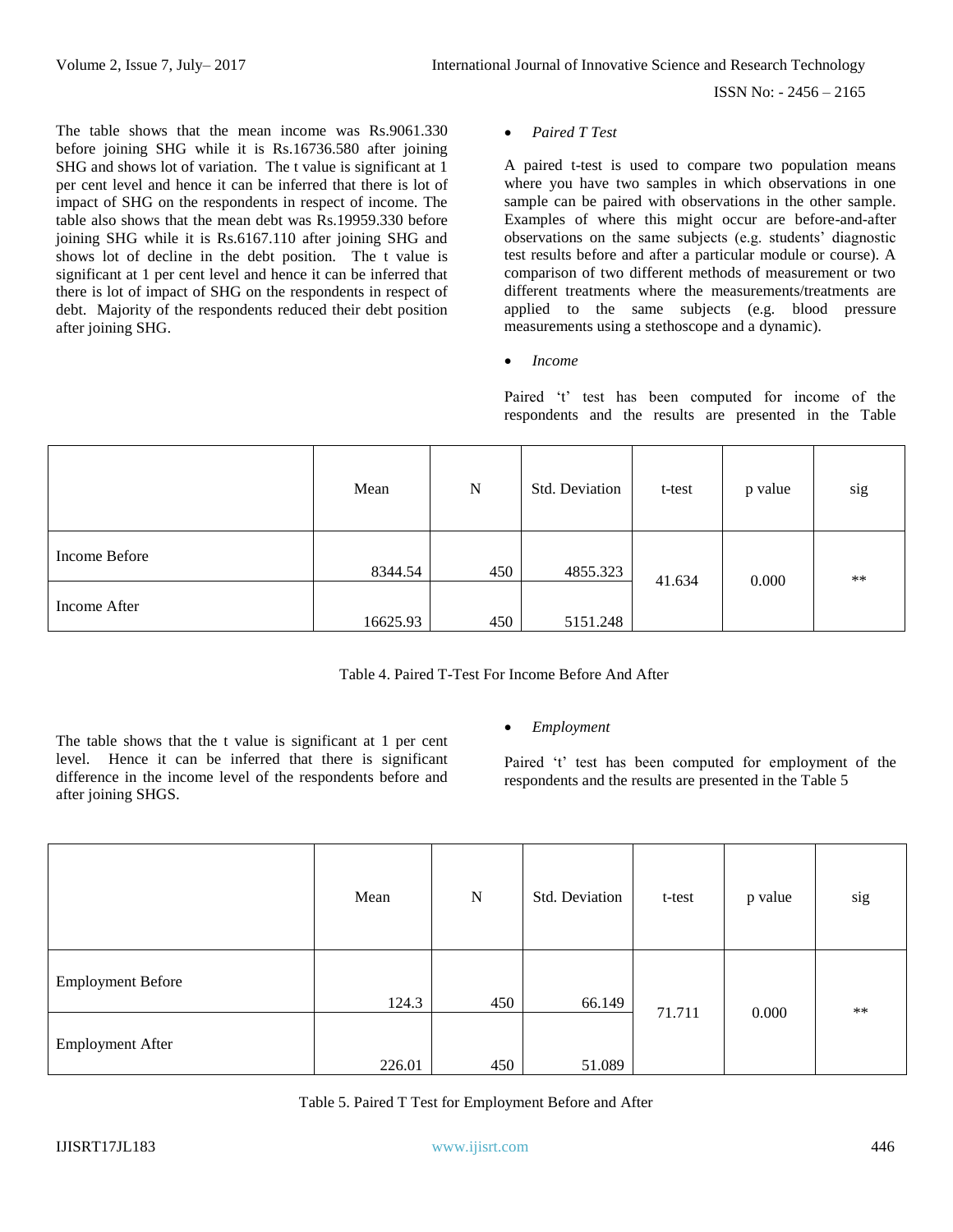The table shows that the mean income was Rs.9061.330 before joining SHG while it is Rs.16736.580 after joining SHG and shows lot of variation. The t value is significant at 1 per cent level and hence it can be inferred that there is lot of impact of SHG on the respondents in respect of income. The table also shows that the mean debt was Rs.19959.330 before joining SHG while it is Rs.6167.110 after joining SHG and shows lot of decline in the debt position. The t value is significant at 1 per cent level and hence it can be inferred that there is lot of impact of SHG on the respondents in respect of debt. Majority of the respondents reduced their debt position after joining SHG.

- *Paired T Test*

A paired t-test is used to compare two population means where you have two samples in which observations in one sample can be paired with observations in the other sample. Examples of where this might occur are before-and-after observations on the same subjects (e.g. students' diagnostic test results before and after a particular module or course). A comparison of two different methods of measurement or two different treatments where the measurements/treatments are applied to the same subjects (e.g. blood pressure measurements using a stethoscope and a dynamic).

- *Income*

Paired 't' test has been computed for income of the respondents and the results are presented in the Table

| | Mean | N | Std. Deviation | t-test | p value | sig |
|---|---|---|---|---|---|---|
| Income Before | 8344.54 | 450 | 4855.323 | 41.634 | 0.000 | ** |
| Income After | 16625.93 | 450 | 5151.248 | | | |

Table 4. Paired T-Test For Income Before And After

The table shows that the t value is significant at 1 per cent level. Hence it can be inferred that there is significant difference in the income level of the respondents before and after joining SHGS.

- *Employment*

Paired 't' test has been computed for employment of the respondents and the results are presented in the Table 5

| | Mean | N | Std. Deviation | t-test | p value | sig |
|---|---|---|---|---|---|---|
| Employment Before | 124.3 | 450 | 66.149 | 71.711 | 0.000 | ** |
| Employment After | 226.01 | 450 | 51.089 | | | |

Table 5. Paired T Test for Employment Before and After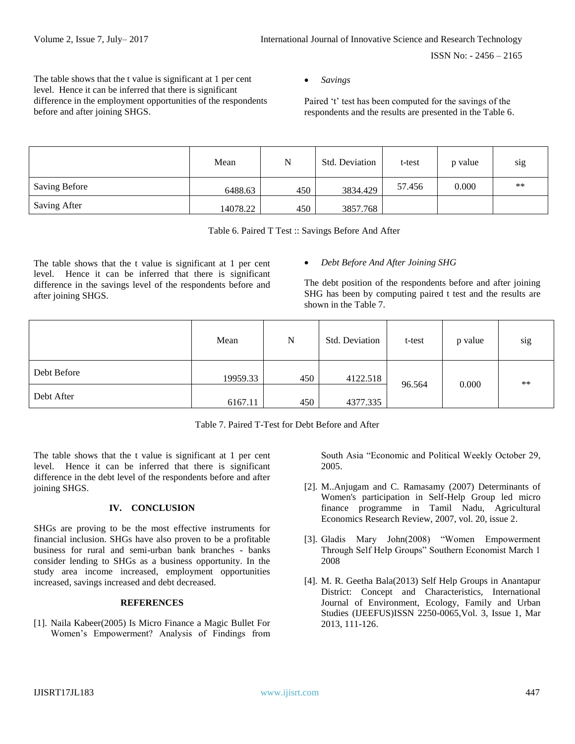The table shows that the t value is significant at 1 per cent level. Hence it can be inferred that there is significant difference in the employment opportunities of the respondents before and after joining SHGS.

- *Savings*

Paired 't' test has been computed for the savings of the respondents and the results are presented in the Table 6.

| | Mean | N | Std. Deviation | t-test | p value | sig |
|---|---|---|---|---|---|---|
| Saving Before | 6488.63 | 450 | 3834.429 | 57.456 | 0.000 | ** |
| Saving After | 14078.22 | 450 | 3857.768 | | | |

Table 6. Paired T Test :: Savings Before And After

The table shows that the t value is significant at 1 per cent level. Hence it can be inferred that there is significant difference in the savings level of the respondents before and after joining SHGS.

- *Debt Before And After Joining SHG*

The debt position of the respondents before and after joining SHG has been by computing paired t test and the results are shown in the Table 7.

| | Mean | N | Std. Deviation | t-test | p value | sig |
|---|---|---|---|---|---|---|
| Debt Before | 19959.33 | 450 | 4122.518 | 96.564 | 0.000 | ** |
| Debt After | 6167.11 | 450 | 4377.335 | | | |

Table 7. Paired T-Test for Debt Before and After

The table shows that the t value is significant at 1 per cent level. Hence it can be inferred that there is significant difference in the debt level of the respondents before and after joining SHGS.

## IV. CONCLUSION

SHGs are proving to be the most effective instruments for financial inclusion. SHGs have also proven to be a profitable business for rural and semi-urban bank branches - banks consider lending to SHGs as a business opportunity. In the study area income increased, employment opportunities increased, savings increased and debt decreased.

## REFERENCES

[1]. Naila Kabeer(2005) Is Micro Finance a Magic Bullet For Women's Empowerment? Analysis of Findings from South Asia "Economic and Political Weekly October 29, 2005.

[2]. M..Anjugam and C. Ramasamy (2007) Determinants of Women's participation in Self-Help Group led micro finance programme in Tamil Nadu, Agricultural Economics Research Review, 2007, vol. 20, issue 2.

[3]. Gladis Mary John(2008) "Women Empowerment Through Self Help Groups" Southern Economist March 1 2008

[4]. M. R. Geetha Bala(2013) Self Help Groups in Anantapur District: Concept and Characteristics, International Journal of Environment, Ecology, Family and Urban Studies (IJEEFUS)ISSN 2250-0065,Vol. 3, Issue 1, Mar 2013, 111-126.